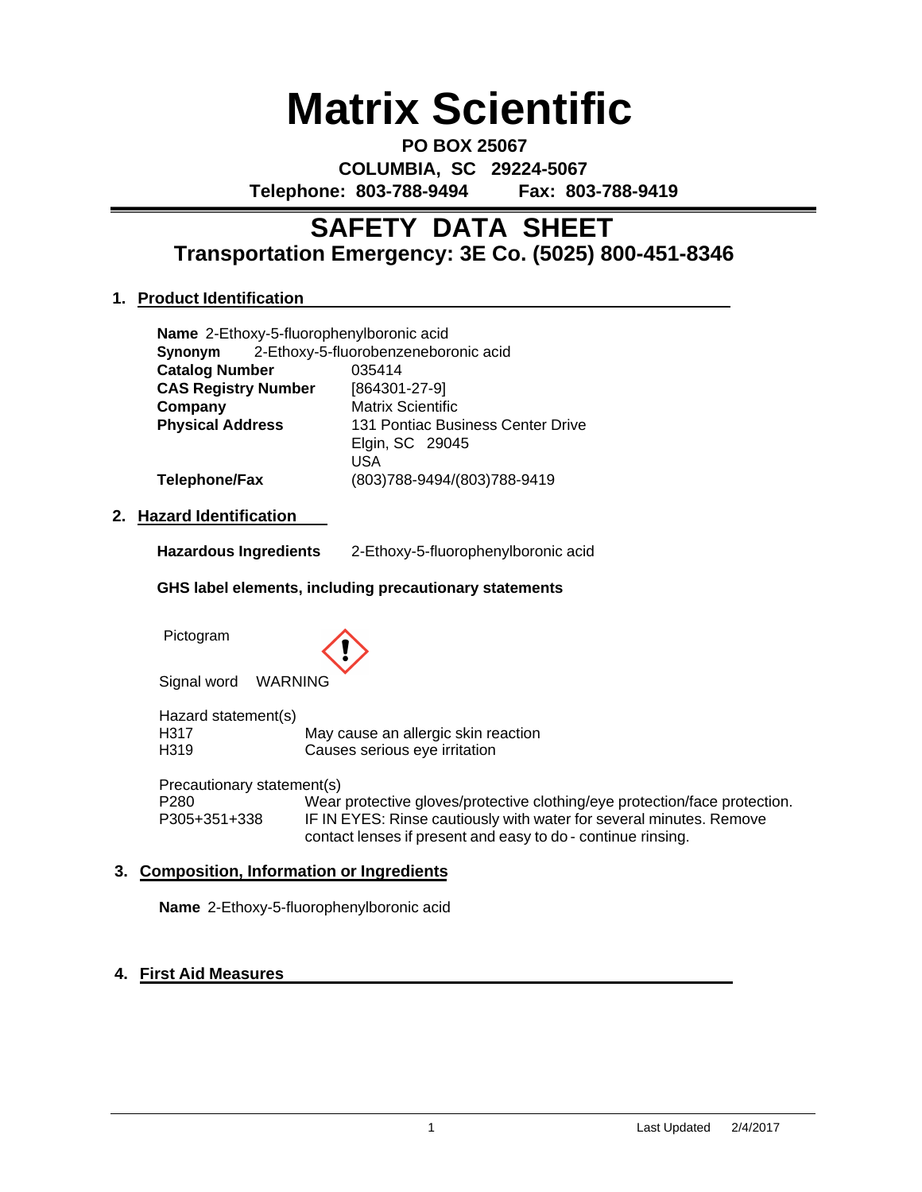# Matrix Scientific

**PO BOX 25067**
**COLUMBIA, SC 29224-5067**
**Telephone: 803-788-9494 Fax: 803-788-9419**

---

## SAFETY DATA SHEET
### Transportation Emergency: 3E Co. (5025) 800-451-8346

### 1. Product Identification

**Name** 2-Ethoxy-5-fluorophenylboronic acid
**Synonym** 2-Ethoxy-5-fluorobenzeneboronic acid

| | |
|---|---|
| **Catalog Number** | 035414 |
| **CAS Registry Number** | [864301-27-9] |
| **Company** | Matrix Scientific |
| **Physical Address** | 131 Pontiac Business Center Drive<br>Elgin, SC 29045<br>USA |
| **Telephone/Fax** | (803)788-9494/(803)788-9419 |

### 2. Hazard Identification

**Hazardous Ingredients** 2-Ethoxy-5-fluorophenylboronic acid

**GHS label elements, including precautionary statements**

Pictogram

Signal word WARNING

Hazard statement(s)

| | |
|---|---|
| H317 | May cause an allergic skin reaction |
| H319 | Causes serious eye irritation |

Precautionary statement(s)

| | |
|---|---|
| P280 | Wear protective gloves/protective clothing/eye protection/face protection. |
| P305+351+338 | IF IN EYES: Rinse cautiously with water for several minutes. Remove contact lenses if present and easy to do - continue rinsing. |

### 3. Composition, Information or Ingredients

**Name** 2-Ethoxy-5-fluorophenylboronic acid

### 4. First Aid Measures

Last Updated 2/4/2017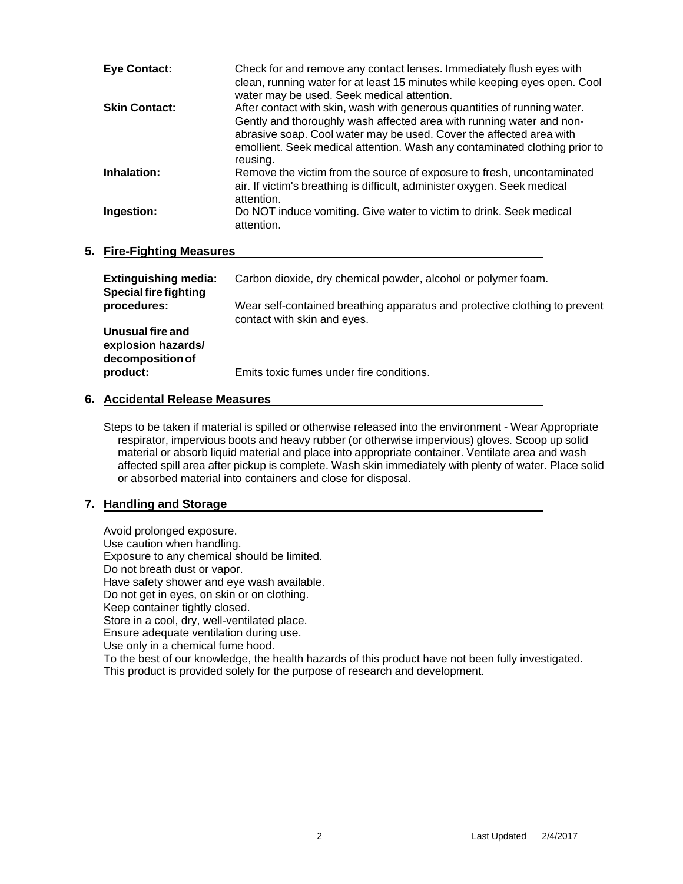**Eye Contact:** Check for and remove any contact lenses. Immediately flush eyes with clean, running water for at least 15 minutes while keeping eyes open. Cool water may be used. Seek medical attention.

**Skin Contact:** After contact with skin, wash with generous quantities of running water. Gently and thoroughly wash affected area with running water and non-abrasive soap. Cool water may be used. Cover the affected area with emollient. Seek medical attention. Wash any contaminated clothing prior to reusing.

**Inhalation:** Remove the victim from the source of exposure to fresh, uncontaminated air. If victim's breathing is difficult, administer oxygen. Seek medical attention.

**Ingestion:** Do NOT induce vomiting. Give water to victim to drink. Seek medical attention.

## 5. Fire-Fighting Measures

**Extinguishing media:** Carbon dioxide, dry chemical powder, alcohol or polymer foam.

**Special fire fighting procedures:** Wear self-contained breathing apparatus and protective clothing to prevent contact with skin and eyes.

**Unusual fire and explosion hazards/ decomposition of product:** Emits toxic fumes under fire conditions.

## 6. Accidental Release Measures

Steps to be taken if material is spilled or otherwise released into the environment - Wear Appropriate respirator, impervious boots and heavy rubber (or otherwise impervious) gloves. Scoop up solid material or absorb liquid material and place into appropriate container. Ventilate area and wash affected spill area after pickup is complete. Wash skin immediately with plenty of water. Place solid or absorbed material into containers and close for disposal.

## 7. Handling and Storage

Avoid prolonged exposure.
Use caution when handling.
Exposure to any chemical should be limited.
Do not breath dust or vapor.
Have safety shower and eye wash available.
Do not get in eyes, on skin or on clothing.
Keep container tightly closed.
Store in a cool, dry, well-ventilated place.
Ensure adequate ventilation during use.
Use only in a chemical fume hood.
To the best of our knowledge, the health hazards of this product have not been fully investigated.
This product is provided solely for the purpose of research and development.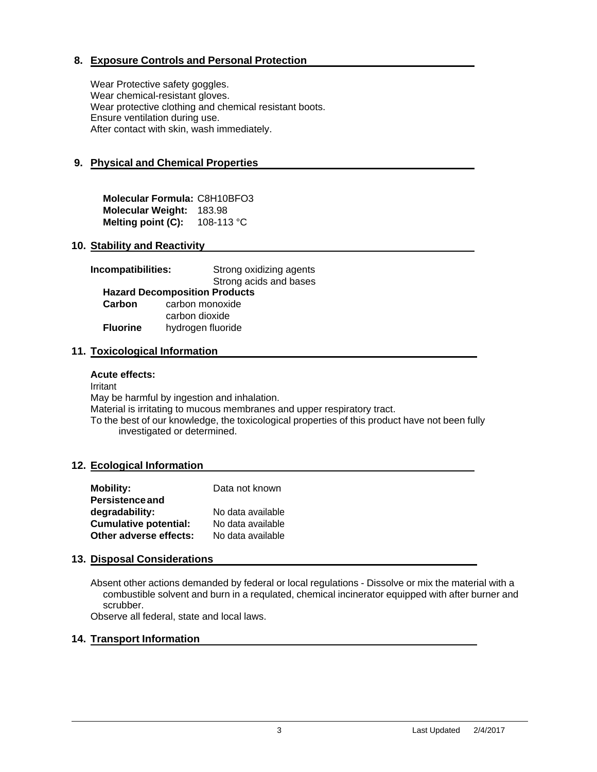## 8. Exposure Controls and Personal Protection

Wear Protective safety goggles.
Wear chemical-resistant gloves.
Wear protective clothing and chemical resistant boots.
Ensure ventilation during use.
After contact with skin, wash immediately.

## 9. Physical and Chemical Properties

**Molecular Formula:** C8H10BFO3
**Molecular Weight:** 183.98
**Melting point (C):** 108-113 °C

## 10. Stability and Reactivity

**Incompatibilities:** Strong oxidizing agents
Strong acids and bases

**Hazard Decomposition Products**

| | |
|---|---|
| **Carbon** | carbon monoxide |
| | carbon dioxide |
| **Fluorine** | hydrogen fluoride |

## 11. Toxicological Information

**Acute effects:**

Irritant
May be harmful by ingestion and inhalation.
Material is irritating to mucous membranes and upper respiratory tract.
To the best of our knowledge, the toxicological properties of this product have not been fully investigated or determined.

## 12. Ecological Information

| | |
|---|---|
| **Mobility:** | Data not known |
| **Persistence and degradability:** | No data available |
| **Cumulative potential:** | No data available |
| **Other adverse effects:** | No data available |

## 13. Disposal Considerations

Absent other actions demanded by federal or local regulations - Dissolve or mix the material with a combustible solvent and burn in a requlated, chemical incinerator equipped with after burner and scrubber.
Observe all federal, state and local laws.

## 14. Transport Information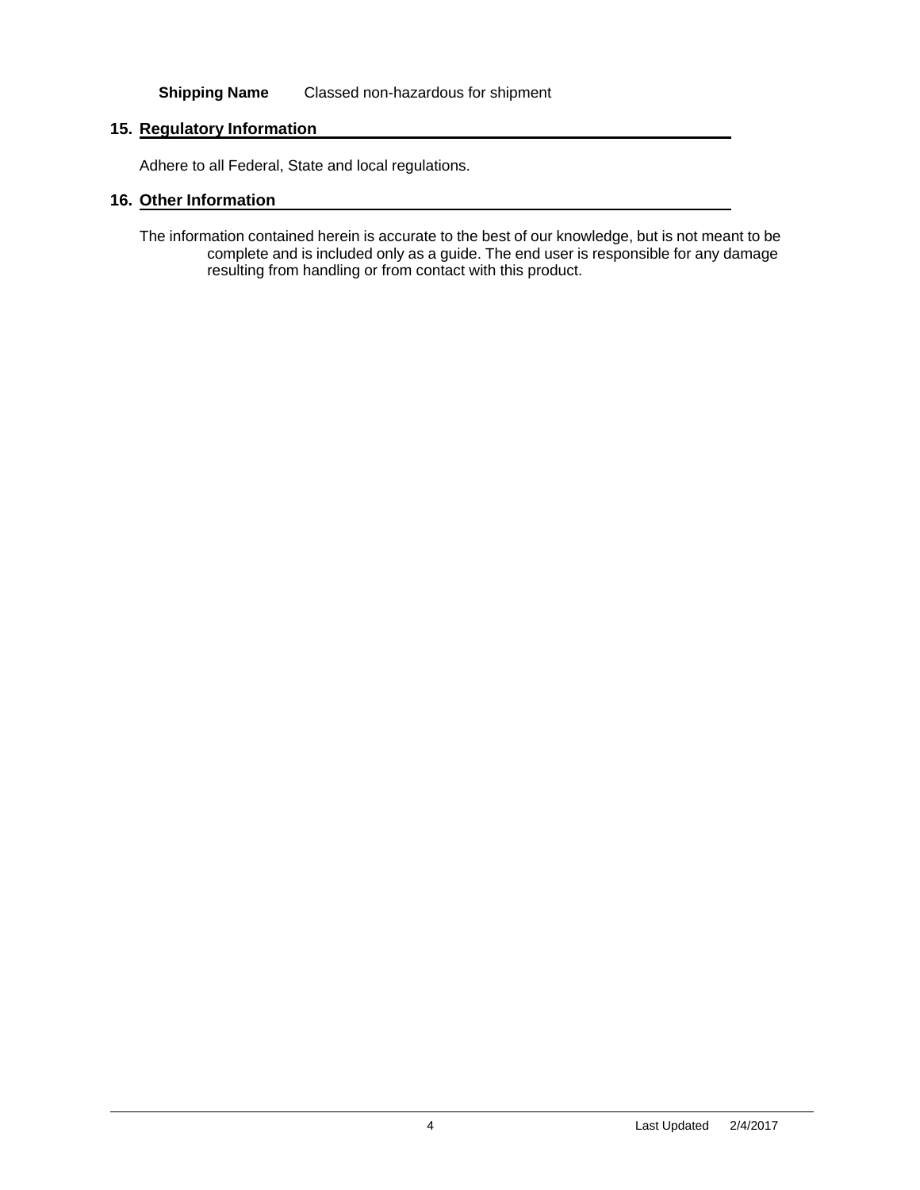**Shipping Name** Classed non-hazardous for shipment

## 15. Regulatory Information

Adhere to all Federal, State and local regulations.

## 16. Other Information

The information contained herein is accurate to the best of our knowledge, but is not meant to be complete and is included only as a guide. The end user is responsible for any damage resulting from handling or from contact with this product.